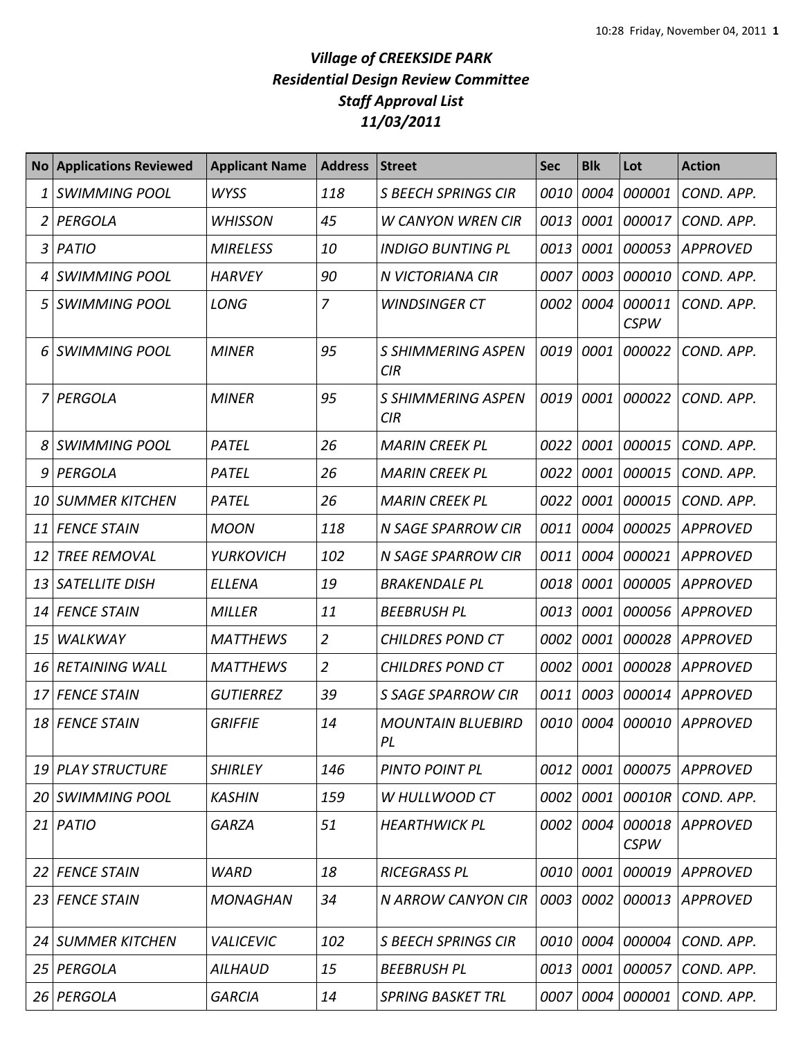# *Village of CREEKSIDE PARK*
## *Residential Design Review Committee*
## *Staff Approval List*
## *11/03/2011*

| No | Applications Reviewed | Applicant Name | Address | Street | Sec | Blk | Lot | Action |
|---|---|---|---|---|---|---|---|---|
| 1 | *SWIMMING POOL* | *WYSS* | *118* | *S BEECH SPRINGS CIR* | *0010* | *0004* | *000001* | *COND. APP.* |
| 2 | *PERGOLA* | *WHISSON* | *45* | *W CANYON WREN CIR* | *0013* | *0001* | *000017* | *COND. APP.* |
| 3 | *PATIO* | *MIRELESS* | *10* | *INDIGO BUNTING PL* | *0013* | *0001* | *000053* | *APPROVED* |
| 4 | *SWIMMING POOL* | *HARVEY* | *90* | *N VICTORIANA CIR* | *0007* | *0003* | *000010* | *COND. APP.* |
| 5 | *SWIMMING POOL* | *LONG* | *7* | *WINDSINGER CT* | *0002* | *0004* | *000011 CSPW* | *COND. APP.* |
| 6 | *SWIMMING POOL* | *MINER* | *95* | *S SHIMMERING ASPEN CIR* | *0019* | *0001* | *000022* | *COND. APP.* |
| 7 | *PERGOLA* | *MINER* | *95* | *S SHIMMERING ASPEN CIR* | *0019* | *0001* | *000022* | *COND. APP.* |
| 8 | *SWIMMING POOL* | *PATEL* | *26* | *MARIN CREEK PL* | *0022* | *0001* | *000015* | *COND. APP.* |
| 9 | *PERGOLA* | *PATEL* | *26* | *MARIN CREEK PL* | *0022* | *0001* | *000015* | *COND. APP.* |
| 10 | *SUMMER KITCHEN* | *PATEL* | *26* | *MARIN CREEK PL* | *0022* | *0001* | *000015* | *COND. APP.* |
| 11 | *FENCE STAIN* | *MOON* | *118* | *N SAGE SPARROW CIR* | *0011* | *0004* | *000025* | *APPROVED* |
| 12 | *TREE REMOVAL* | *YURKOVICH* | *102* | *N SAGE SPARROW CIR* | *0011* | *0004* | *000021* | *APPROVED* |
| 13 | *SATELLITE DISH* | *ELLENA* | *19* | *BRAKENDALE PL* | *0018* | *0001* | *000005* | *APPROVED* |
| 14 | *FENCE STAIN* | *MILLER* | *11* | *BEEBRUSH PL* | *0013* | *0001* | *000056* | *APPROVED* |
| 15 | *WALKWAY* | *MATTHEWS* | *2* | *CHILDRES POND CT* | *0002* | *0001* | *000028* | *APPROVED* |
| 16 | *RETAINING WALL* | *MATTHEWS* | *2* | *CHILDRES POND CT* | *0002* | *0001* | *000028* | *APPROVED* |
| 17 | *FENCE STAIN* | *GUTIERREZ* | *39* | *S SAGE SPARROW CIR* | *0011* | *0003* | *000014* | *APPROVED* |
| 18 | *FENCE STAIN* | *GRIFFIE* | *14* | *MOUNTAIN BLUEBIRD PL* | *0010* | *0004* | *000010* | *APPROVED* |
| 19 | *PLAY STRUCTURE* | *SHIRLEY* | *146* | *PINTO POINT PL* | *0012* | *0001* | *000075* | *APPROVED* |
| 20 | *SWIMMING POOL* | *KASHIN* | *159* | *W HULLWOOD CT* | *0002* | *0001* | *00010R* | *COND. APP.* |
| 21 | *PATIO* | *GARZA* | *51* | *HEARTHWICK PL* | *0002* | *0004* | *000018 CSPW* | *APPROVED* |
| 22 | *FENCE STAIN* | *WARD* | *18* | *RICEGRASS PL* | *0010* | *0001* | *000019* | *APPROVED* |
| 23 | *FENCE STAIN* | *MONAGHAN* | *34* | *N ARROW CANYON CIR* | *0003* | *0002* | *000013* | *APPROVED* |
| 24 | *SUMMER KITCHEN* | *VALICEVIC* | *102* | *S BEECH SPRINGS CIR* | *0010* | *0004* | *000004* | *COND. APP.* |
| 25 | *PERGOLA* | *AILHAUD* | *15* | *BEEBRUSH PL* | *0013* | *0001* | *000057* | *COND. APP.* |
| 26 | *PERGOLA* | *GARCIA* | *14* | *SPRING BASKET TRL* | *0007* | *0004* | *000001* | *COND. APP.* |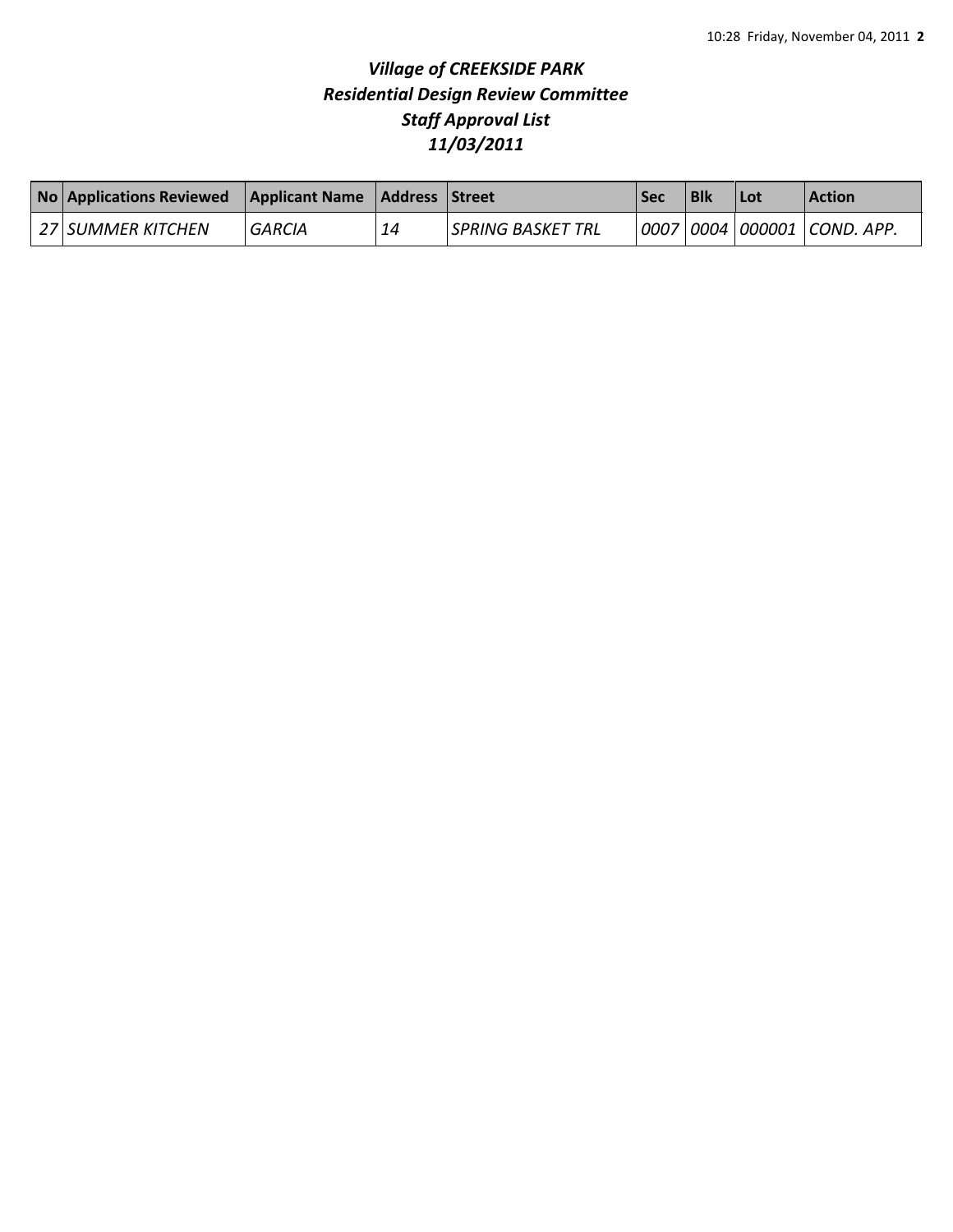# *Village of CREEKSIDE PARK*
## *Residential Design Review Committee*
### *Staff Approval List*
### *11/03/2011*

| No | Applications Reviewed | Applicant Name | Address | Street | Sec | Blk | Lot | Action |
|---|---|---|---|---|---|---|---|---|
| *27* | *SUMMER KITCHEN* | *GARCIA* | *14* | *SPRING BASKET TRL* | *0007* | *0004* | *000001* | *COND. APP.* |